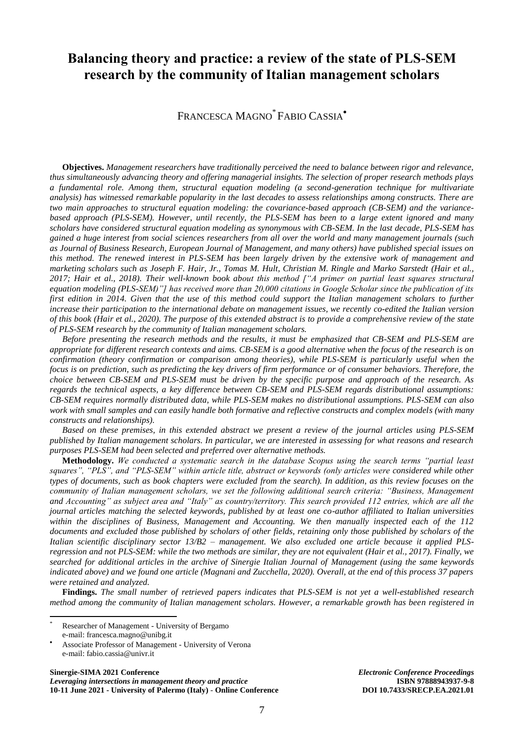# Balancing theory and practice: a review of the state of PLS-SEM research by the community of Italian management scholars

FRANCESCA MAGNO[*] FABIO CASSIA[•]

**Objectives.** *Management researchers have traditionally perceived the need to balance between rigor and relevance, thus simultaneously advancing theory and offering managerial insights. The selection of proper research methods plays a fundamental role. Among them, structural equation modeling (a second-generation technique for multivariate analysis) has witnessed remarkable popularity in the last decades to assess relationships among constructs. There are two main approaches to structural equation modeling: the covariance-based approach (CB-SEM) and the variance-based approach (PLS-SEM). However, until recently, the PLS-SEM has been to a large extent ignored and many scholars have considered structural equation modeling as synonymous with CB-SEM. In the last decade, PLS-SEM has gained a huge interest from social sciences researchers from all over the world and many management journals (such as Journal of Business Research, European Journal of Management, and many others) have published special issues on this method. The renewed interest in PLS-SEM has been largely driven by the extensive work of management and marketing scholars such as Joseph F. Hair, Jr., Tomas M. Hult, Christian M. Ringle and Marko Sarstedt (Hair et al., 2017; Hair et al., 2018). Their well-known book about this method ["A primer on partial least squares structural equation modeling (PLS-SEM)"] has received more than 20,000 citations in Google Scholar since the publication of its first edition in 2014. Given that the use of this method could support the Italian management scholars to further increase their participation to the international debate on management issues, we recently co-edited the Italian version of this book (Hair et al., 2020). The purpose of this extended abstract is to provide a comprehensive review of the state of PLS-SEM research by the community of Italian management scholars.*

*Before presenting the research methods and the results, it must be emphasized that CB-SEM and PLS-SEM are appropriate for different research contexts and aims. CB-SEM is a good alternative when the focus of the research is on confirmation (theory confirmation or comparison among theories), while PLS-SEM is particularly useful when the focus is on prediction, such as predicting the key drivers of firm performance or of consumer behaviors. Therefore, the choice between CB-SEM and PLS-SEM must be driven by the specific purpose and approach of the research. As regards the technical aspects, a key difference between CB-SEM and PLS-SEM regards distributional assumptions: CB-SEM requires normally distributed data, while PLS-SEM makes no distributional assumptions. PLS-SEM can also work with small samples and can easily handle both formative and reflective constructs and complex models (with many constructs and relationships).*

*Based on these premises, in this extended abstract we present a review of the journal articles using PLS-SEM published by Italian management scholars. In particular, we are interested in assessing for what reasons and research purposes PLS-SEM had been selected and preferred over alternative methods.*

**Methodology.** *We conducted a systematic search in the database Scopus using the search terms "partial least squares", "PLS", and "PLS-SEM" within article title, abstract or keywords (only articles were considered while other types of documents, such as book chapters were excluded from the search). In addition, as this review focuses on the community of Italian management scholars, we set the following additional search criteria: "Business, Management and Accounting" as subject area and "Italy" as country/territory. This search provided 112 entries, which are all the journal articles matching the selected keywords, published by at least one co-author affiliated to Italian universities within the disciplines of Business, Management and Accounting. We then manually inspected each of the 112 documents and excluded those published by scholars of other fields, retaining only those published by scholars of the Italian scientific disciplinary sector 13/B2 – management. We also excluded one article because it applied PLS-regression and not PLS-SEM: while the two methods are similar, they are not equivalent (Hair et al., 2017). Finally, we searched for additional articles in the archive of Sinergie Italian Journal of Management (using the same keywords indicated above) and we found one article (Magnani and Zucchella, 2020). Overall, at the end of this process 37 papers were retained and analyzed.*

**Findings.** *The small number of retrieved papers indicates that PLS-SEM is not yet a well-established research method among the community of Italian management scholars. However, a remarkable growth has been registered in*

[*] Researcher of Management - University of Bergamo
e-mail: francesca.magno@unibg.it

[•] Associate Professor of Management - University of Verona
e-mail: fabio.cassia@univr.it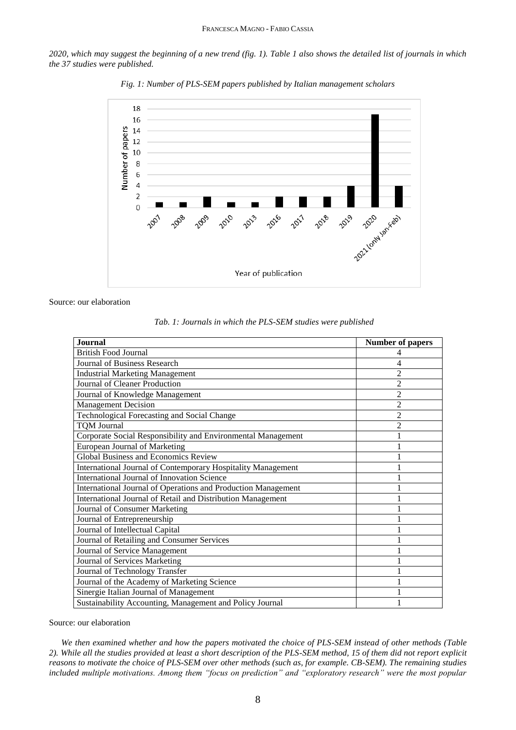*2020, which may suggest the beginning of a new trend (fig. 1). Table 1 also shows the detailed list of journals in which the 37 studies were published.*

*Fig. 1: Number of PLS-SEM papers published by Italian management scholars*

Source: our elaboration

*Tab. 1: Journals in which the PLS-SEM studies were published*

| Journal | Number of papers |
|---|---|
| British Food Journal | 4 |
| Journal of Business Research | 4 |
| Industrial Marketing Management | 2 |
| Journal of Cleaner Production | 2 |
| Journal of Knowledge Management | 2 |
| Management Decision | 2 |
| Technological Forecasting and Social Change | 2 |
| TQM Journal | 2 |
| Corporate Social Responsibility and Environmental Management | 1 |
| European Journal of Marketing | 1 |
| Global Business and Economics Review | 1 |
| International Journal of Contemporary Hospitality Management | 1 |
| International Journal of Innovation Science | 1 |
| International Journal of Operations and Production Management | 1 |
| International Journal of Retail and Distribution Management | 1 |
| Journal of Consumer Marketing | 1 |
| Journal of Entrepreneurship | 1 |
| Journal of Intellectual Capital | 1 |
| Journal of Retailing and Consumer Services | 1 |
| Journal of Service Management | 1 |
| Journal of Services Marketing | 1 |
| Journal of Technology Transfer | 1 |
| Journal of the Academy of Marketing Science | 1 |
| Sinergie Italian Journal of Management | 1 |
| Sustainability Accounting, Management and Policy Journal | 1 |

Source: our elaboration

*We then examined whether and how the papers motivated the choice of PLS-SEM instead of other methods (Table 2). While all the studies provided at least a short description of the PLS-SEM method, 15 of them did not report explicit reasons to motivate the choice of PLS-SEM over other methods (such as, for example. CB-SEM). The remaining studies included multiple motivations. Among them "focus on prediction" and "exploratory research" were the most popular*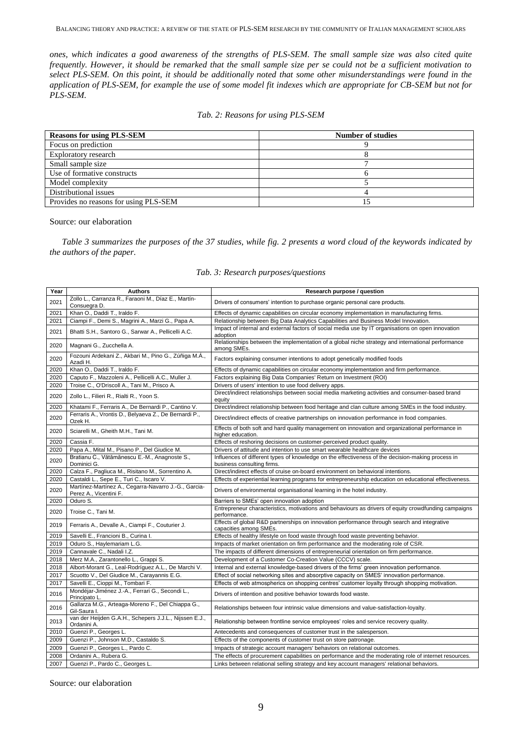*ones, which indicates a good awareness of the strengths of PLS-SEM. The small sample size was also cited quite frequently. However, it should be remarked that the small sample size per se could not be a sufficient motivation to select PLS-SEM. On this point, it should be additionally noted that some other misunderstandings were found in the application of PLS-SEM, for example the use of some model fit indexes which are appropriate for CB-SEM but not for PLS-SEM.*

*Tab. 2: Reasons for using PLS-SEM*

| Reasons for using PLS-SEM | Number of studies |
|---|---|
| Focus on prediction | 9 |
| Exploratory research | 8 |
| Small sample size | 7 |
| Use of formative constructs | 6 |
| Model complexity | 5 |
| Distributional issues | 4 |
| Provides no reasons for using PLS-SEM | 15 |

Source: our elaboration

*Table 3 summarizes the purposes of the 37 studies, while fig. 2 presents a word cloud of the keywords indicated by the authors of the paper.*

*Tab. 3: Research purposes/questions*

| Year | Authors | Research purpose / question |
|---|---|---|
| 2021 | Zollo L., Carranza R., Faraoni M., Díaz E., Martín-Consuegra D. | Drivers of consumers' intention to purchase organic personal care products. |
| 2021 | Khan O., Daddi T., Iraldo F. | Effects of dynamic capabilities on circular economy implementation in manufacturing firms. |
| 2021 | Ciampi F., Demi S., Magrini A., Marzi G., Papa A. | Relationship between Big Data Analytics Capabilities and Business Model Innovation. |
| 2021 | Bhatti S.H., Santoro G., Sarwar A., Pellicelli A.C. | Impact of internal and external factors of social media use by IT organisations on open innovation adoption |
| 2020 | Magnani G., Zucchella A. | Relationships between the implementation of a global niche strategy and international performance among SMEs. |
| 2020 | Fozouni Ardekani Z., Akbari M., Pino G., Zúñiga M.Á., Azadi H. | Factors explaining consumer intentions to adopt genetically modified foods |
| 2020 | Khan O., Daddi T., Iraldo F. | Effects of dynamic capabilities on circular economy implementation and firm performance. |
| 2020 | Caputo F., Mazzoleni A., Pellicelli A.C., Muller J. | Factors explaining Big Data Companies' Return on Investment (ROI) |
| 2020 | Troise C., O'Driscoll A., Tani M., Prisco A. | Drivers of users' intention to use food delivery apps. |
| 2020 | Zollo L., Filieri R., Rialti R., Yoon S. | Direct/indirect relationships between social media marketing activities and consumer-based brand equity |
| 2020 | Khatami F., Ferraris A., De Bernardi P., Cantino V. | Direct/indirect relationship between food heritage and clan culture among SMEs in the food industry. |
| 2020 | Ferraris A., Vrontis D., Belyaeva Z., De Bernardi P., Ozek H. | Direct/indirect effects of creative partnerships on innovation performance in food companies. |
| 2020 | Sciarelli M., Gheith M.H., Tani M. | Effects of both soft and hard quality management on innovation and organizational performance in higher education. |
| 2020 | Cassia F. | Effects of reshoring decisions on customer-perceived product quality. |
| 2020 | Papa A., Mital M., Pisano P., Del Giudice M. | Drivers of attitude and intention to use smart wearable healthcare devices |
| 2020 | Bratianu C., Vătămănescu E.-M., Anagnoste S., Dominici G. | Influences of different types of knowledge on the effectiveness of the decision-making process in business consulting firms. |
| 2020 | Calza F., Pagliuca M., Risitano M., Sorrentino A. | Direct/indirect effects of cruise on-board environment on behavioral intentions. |
| 2020 | Castaldi L., Sepe E., Turi C., Iscaro V. | Effects of experiential learning programs for entrepreneurship education on educational effectiveness. |
| 2020 | Martínez-Martínez A., Cegarra-Navarro J.-G., Garcia-Perez A., Vicentini F. | Drivers of environmental organisational learning in the hotel industry. |
| 2020 | Oduro S. | Barriers to SMEs' open innovation adoption |
| 2020 | Troise C., Tani M. | Entrepreneur characteristics, motivations and behaviours as drivers of equity crowdfunding campaigns performance. |
| 2019 | Ferraris A., Devalle A., Ciampi F., Couturier J. | Effects of global R&D partnerships on innovation performance through search and integrative capacities among SMEs. |
| 2019 | Savelli E., Francioni B., Curina I. | Effects of healthy lifestyle on food waste through food waste preventing behavior. |
| 2019 | Oduro S., Haylemariam L.G. | Impacts of market orientation on firm performance and the moderating role of CSR. |
| 2019 | Cannavale C., Nadali I.Z. | The impacts of different dimensions of entrepreneurial orientation on firm performance. |
| 2018 | Merz M.A., Zarantonello L., Grappi S. | Development of a Customer Co-Creation Value (CCCV) scale. |
| 2018 | Albort-Morant G., Leal-Rodríguez A.L., De Marchi V. | Internal and external knowledge-based drivers of the firms' green innovation performance. |
| 2017 | Scuotto V., Del Giudice M., Carayannis E.G. | Effect of social networking sites and absorptive capacity on SMES' innovation performance. |
| 2017 | Savelli E., Cioppi M., Tombari F. | Effects of web atmospherics on shopping centres' customer loyalty through shopping motivation. |
| 2016 | Mondéjar-Jiménez J.-A., Ferrari G., Secondi L., Principato L. | Drivers of intention and positive behavior towards food waste. |
| 2016 | Gallarza M.G., Arteaga-Moreno F., Del Chiappa G., Gil-Saura I. | Relationships between four intrinsic value dimensions and value-satisfaction-loyalty. |
| 2013 | van der Heijden G.A.H., Schepers J.J.L., Nijssen E.J., Ordanini A. | Relationship between frontline service employees' roles and service recovery quality. |
| 2010 | Guenzi P., Georges L. | Antecedents and consequences of customer trust in the salesperson. |
| 2009 | Guenzi P., Johnson M.D., Castaldo S. | Effects of the components of customer trust on store patronage. |
| 2009 | Guenzi P., Georges L., Pardo C. | Impacts of strategic account managers' behaviors on relational outcomes. |
| 2008 | Ordanini A., Rubera G. | The effects of procurement capabilities on performance and the moderating role of internet resources. |
| 2007 | Guenzi P., Pardo C., Georges L. | Links between relational selling strategy and key account managers' relational behaviors. |

Source: our elaboration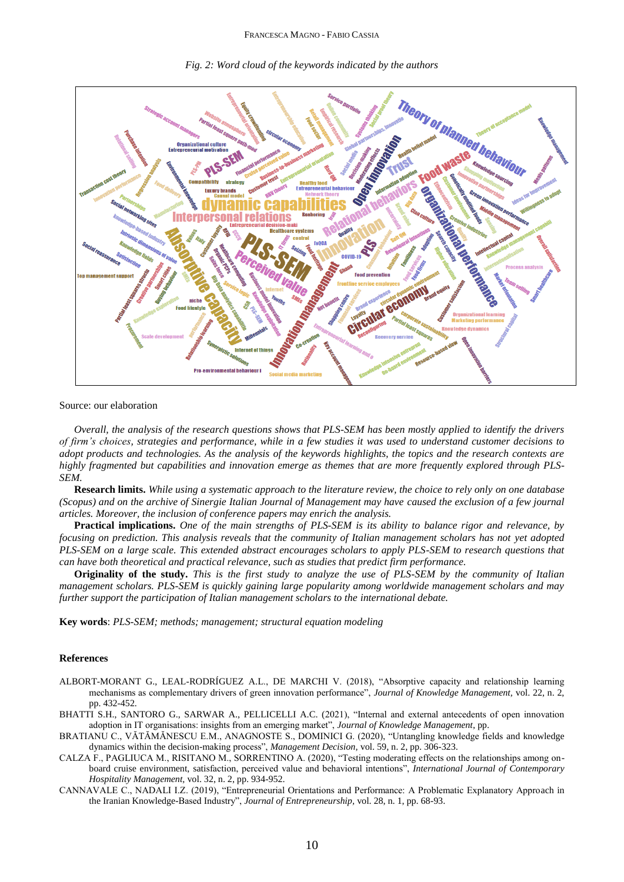*Fig. 2: Word cloud of the keywords indicated by the authors*

Source: our elaboration

*Overall, the analysis of the research questions shows that PLS-SEM has been mostly applied to identify the drivers of firm's choices, strategies and performance, while in a few studies it was used to understand customer decisions to adopt products and technologies. As the analysis of the keywords highlights, the topics and the research contexts are highly fragmented but capabilities and innovation emerge as themes that are more frequently explored through PLS-SEM.*

**Research limits.** *While using a systematic approach to the literature review, the choice to rely only on one database (Scopus) and on the archive of Sinergie Italian Journal of Management may have caused the exclusion of a few journal articles. Moreover, the inclusion of conference papers may enrich the analysis.*

**Practical implications.** *One of the main strengths of PLS-SEM is its ability to balance rigor and relevance, by focusing on prediction. This analysis reveals that the community of Italian management scholars has not yet adopted PLS-SEM on a large scale. This extended abstract encourages scholars to apply PLS-SEM to research questions that can have both theoretical and practical relevance, such as studies that predict firm performance.*

**Originality of the study.** *This is the first study to analyze the use of PLS-SEM by the community of Italian management scholars. PLS-SEM is quickly gaining large popularity among worldwide management scholars and may further support the participation of Italian management scholars to the international debate.*

**Key words**: *PLS-SEM; methods; management; structural equation modeling*

## References

ALBORT-MORANT G., LEAL-RODRÍGUEZ A.L., DE MARCHI V. (2018), "Absorptive capacity and relationship learning mechanisms as complementary drivers of green innovation performance", *Journal of Knowledge Management,* vol. 22, n. 2, pp. 432-452.

BHATTI S.H., SANTORO G., SARWAR A., PELLICELLI A.C. (2021), "Internal and external antecedents of open innovation adoption in IT organisations: insights from an emerging market", *Journal of Knowledge Management*, pp.

BRATIANU C., VĂTĂMĂNESCU E.M., ANAGNOSTE S., DOMINICI G. (2020), "Untangling knowledge fields and knowledge dynamics within the decision-making process", *Management Decision*, vol. 59, n. 2, pp. 306-323.

CALZA F., PAGLIUCA M., RISITANO M., SORRENTINO A. (2020), "Testing moderating effects on the relationships among on-board cruise environment, satisfaction, perceived value and behavioral intentions", *International Journal of Contemporary Hospitality Management*, vol. 32, n. 2, pp. 934-952.

CANNAVALE C., NADALI I.Z. (2019), "Entrepreneurial Orientations and Performance: A Problematic Explanatory Approach in the Iranian Knowledge-Based Industry", *Journal of Entrepreneurship*, vol. 28, n. 1, pp. 68-93.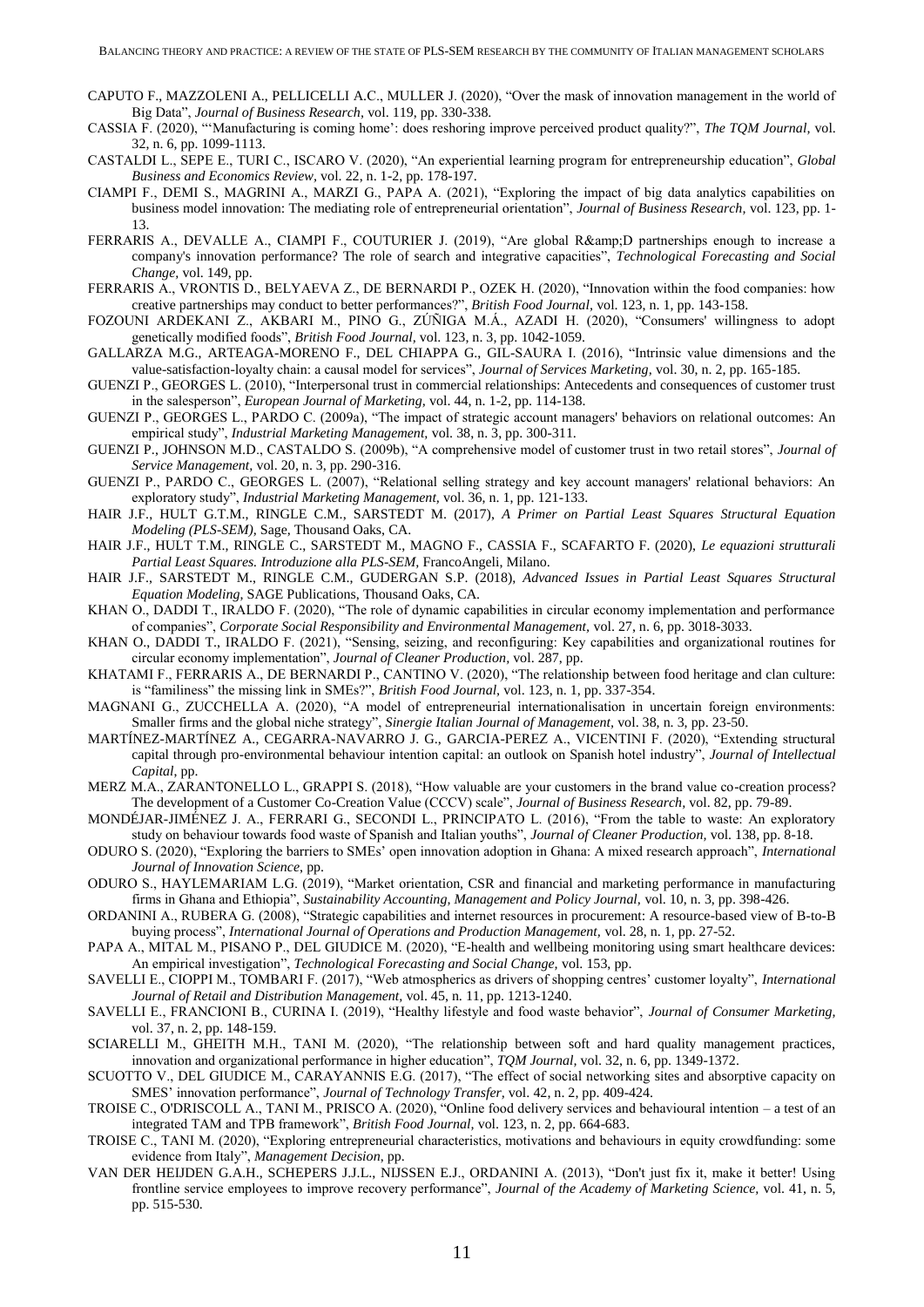CAPUTO F., MAZZOLENI A., PELLICELLI A.C., MULLER J. (2020), "Over the mask of innovation management in the world of Big Data", *Journal of Business Research*, vol. 119, pp. 330-338.

CASSIA F. (2020), "'Manufacturing is coming home': does reshoring improve perceived product quality?", *The TQM Journal*, vol. 32, n. 6, pp. 1099-1113.

CASTALDI L., SEPE E., TURI C., ISCARO V. (2020), "An experiential learning program for entrepreneurship education", *Global Business and Economics Review*, vol. 22, n. 1-2, pp. 178-197.

CIAMPI F., DEMI S., MAGRINI A., MARZI G., PAPA A. (2021), "Exploring the impact of big data analytics capabilities on business model innovation: The mediating role of entrepreneurial orientation", *Journal of Business Research*, vol. 123, pp. 1-13.

FERRARIS A., DEVALLE A., CIAMPI F., COUTURIER J. (2019), "Are global R&amp;D partnerships enough to increase a company's innovation performance? The role of search and integrative capacities", *Technological Forecasting and Social Change*, vol. 149, pp.

FERRARIS A., VRONTIS D., BELYAEVA Z., DE BERNARDI P., OZEK H. (2020), "Innovation within the food companies: how creative partnerships may conduct to better performances?", *British Food Journal*, vol. 123, n. 1, pp. 143-158.

FOZOUNI ARDEKANI Z., AKBARI M., PINO G., ZÚÑIGA M.Á., AZADI H. (2020), "Consumers' willingness to adopt genetically modified foods", *British Food Journal*, vol. 123, n. 3, pp. 1042-1059.

GALLARZA M.G., ARTEAGA-MORENO F., DEL CHIAPPA G., GIL-SAURA I. (2016), "Intrinsic value dimensions and the value-satisfaction-loyalty chain: a causal model for services", *Journal of Services Marketing*, vol. 30, n. 2, pp. 165-185.

GUENZI P., GEORGES L. (2010), "Interpersonal trust in commercial relationships: Antecedents and consequences of customer trust in the salesperson", *European Journal of Marketing*, vol. 44, n. 1-2, pp. 114-138.

GUENZI P., GEORGES L., PARDO C. (2009a), "The impact of strategic account managers' behaviors on relational outcomes: An empirical study", *Industrial Marketing Management*, vol. 38, n. 3, pp. 300-311.

GUENZI P., JOHNSON M.D., CASTALDO S. (2009b), "A comprehensive model of customer trust in two retail stores", *Journal of Service Management*, vol. 20, n. 3, pp. 290-316.

GUENZI P., PARDO C., GEORGES L. (2007), "Relational selling strategy and key account managers' relational behaviors: An exploratory study", *Industrial Marketing Management*, vol. 36, n. 1, pp. 121-133.

HAIR J.F., HULT G.T.M., RINGLE C.M., SARSTEDT M. (2017), *A Primer on Partial Least Squares Structural Equation Modeling (PLS-SEM)*, Sage, Thousand Oaks, CA.

HAIR J.F., HULT T.M., RINGLE C., SARSTEDT M., MAGNO F., CASSIA F., SCAFARTO F. (2020), *Le equazioni strutturali Partial Least Squares. Introduzione alla PLS-SEM*, FrancoAngeli, Milano.

HAIR J.F., SARSTEDT M., RINGLE C.M., GUDERGAN S.P. (2018), *Advanced Issues in Partial Least Squares Structural Equation Modeling*, SAGE Publications, Thousand Oaks, CA.

KHAN O., DADDI T., IRALDO F. (2020), "The role of dynamic capabilities in circular economy implementation and performance of companies", *Corporate Social Responsibility and Environmental Management*, vol. 27, n. 6, pp. 3018-3033.

KHAN O., DADDI T., IRALDO F. (2021), "Sensing, seizing, and reconfiguring: Key capabilities and organizational routines for circular economy implementation", *Journal of Cleaner Production*, vol. 287, pp.

KHATAMI F., FERRARIS A., DE BERNARDI P., CANTINO V. (2020), "The relationship between food heritage and clan culture: is "familiness" the missing link in SMEs?", *British Food Journal*, vol. 123, n. 1, pp. 337-354.

MAGNANI G., ZUCCHELLA A. (2020), "A model of entrepreneurial internationalisation in uncertain foreign environments: Smaller firms and the global niche strategy", *Sinergie Italian Journal of Management*, vol. 38, n. 3, pp. 23-50.

MARTÍNEZ-MARTÍNEZ A., CEGARRA-NAVARRO J. G., GARCIA-PEREZ A., VICENTINI F. (2020), "Extending structural capital through pro-environmental behaviour intention capital: an outlook on Spanish hotel industry", *Journal of Intellectual Capital*, pp.

MERZ M.A., ZARANTONELLO L., GRAPPI S. (2018), "How valuable are your customers in the brand value co-creation process? The development of a Customer Co-Creation Value (CCCV) scale", *Journal of Business Research*, vol. 82, pp. 79-89.

MONDÉJAR-JIMÉNEZ J. A., FERRARI G., SECONDI L., PRINCIPATO L. (2016), "From the table to waste: An exploratory study on behaviour towards food waste of Spanish and Italian youths", *Journal of Cleaner Production*, vol. 138, pp. 8-18.

ODURO S. (2020), "Exploring the barriers to SMEs' open innovation adoption in Ghana: A mixed research approach", *International Journal of Innovation Science*, pp.

ODURO S., HAYLEMARIAM L.G. (2019), "Market orientation, CSR and financial and marketing performance in manufacturing firms in Ghana and Ethiopia", *Sustainability Accounting, Management and Policy Journal*, vol. 10, n. 3, pp. 398-426.

ORDANINI A., RUBERA G. (2008), "Strategic capabilities and internet resources in procurement: A resource-based view of B-to-B buying process", *International Journal of Operations and Production Management*, vol. 28, n. 1, pp. 27-52.

PAPA A., MITAL M., PISANO P., DEL GIUDICE M. (2020), "E-health and wellbeing monitoring using smart healthcare devices: An empirical investigation", *Technological Forecasting and Social Change*, vol. 153, pp.

SAVELLI E., CIOPPI M., TOMBARI F. (2017), "Web atmospherics as drivers of shopping centres' customer loyalty", *International Journal of Retail and Distribution Management*, vol. 45, n. 11, pp. 1213-1240.

SAVELLI E., FRANCIONI B., CURINA I. (2019), "Healthy lifestyle and food waste behavior", *Journal of Consumer Marketing*, vol. 37, n. 2, pp. 148-159.

SCIARELLI M., GHEITH M.H., TANI M. (2020), "The relationship between soft and hard quality management practices, innovation and organizational performance in higher education", *TQM Journal*, vol. 32, n. 6, pp. 1349-1372.

SCUOTTO V., DEL GIUDICE M., CARAYANNIS E.G. (2017), "The effect of social networking sites and absorptive capacity on SMES' innovation performance", *Journal of Technology Transfer*, vol. 42, n. 2, pp. 409-424.

TROISE C., O'DRISCOLL A., TANI M., PRISCO A. (2020), "Online food delivery services and behavioural intention – a test of an integrated TAM and TPB framework", *British Food Journal*, vol. 123, n. 2, pp. 664-683.

TROISE C., TANI M. (2020), "Exploring entrepreneurial characteristics, motivations and behaviours in equity crowdfunding: some evidence from Italy", *Management Decision*, pp.

VAN DER HEIJDEN G.A.H., SCHEPERS J.J.L., NIJSSEN E.J., ORDANINI A. (2013), "Don't just fix it, make it better! Using frontline service employees to improve recovery performance", *Journal of the Academy of Marketing Science*, vol. 41, n. 5, pp. 515-530.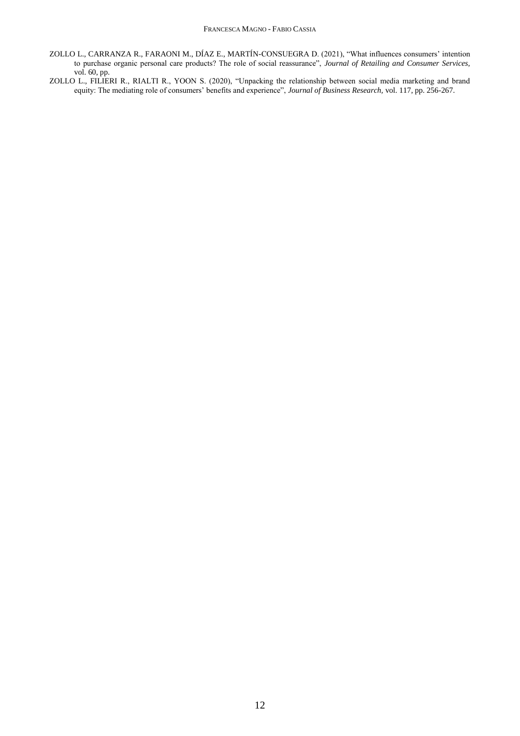ZOLLO L., CARRANZA R., FARAONI M., DÍAZ E., MARTÍN-CONSUEGRA D. (2021), "What influences consumers' intention to purchase organic personal care products? The role of social reassurance", *Journal of Retailing and Consumer Services*, vol. 60, pp.

ZOLLO L., FILIERI R., RIALTI R., YOON S. (2020), "Unpacking the relationship between social media marketing and brand equity: The mediating role of consumers' benefits and experience", *Journal of Business Research*, vol. 117, pp. 256-267.